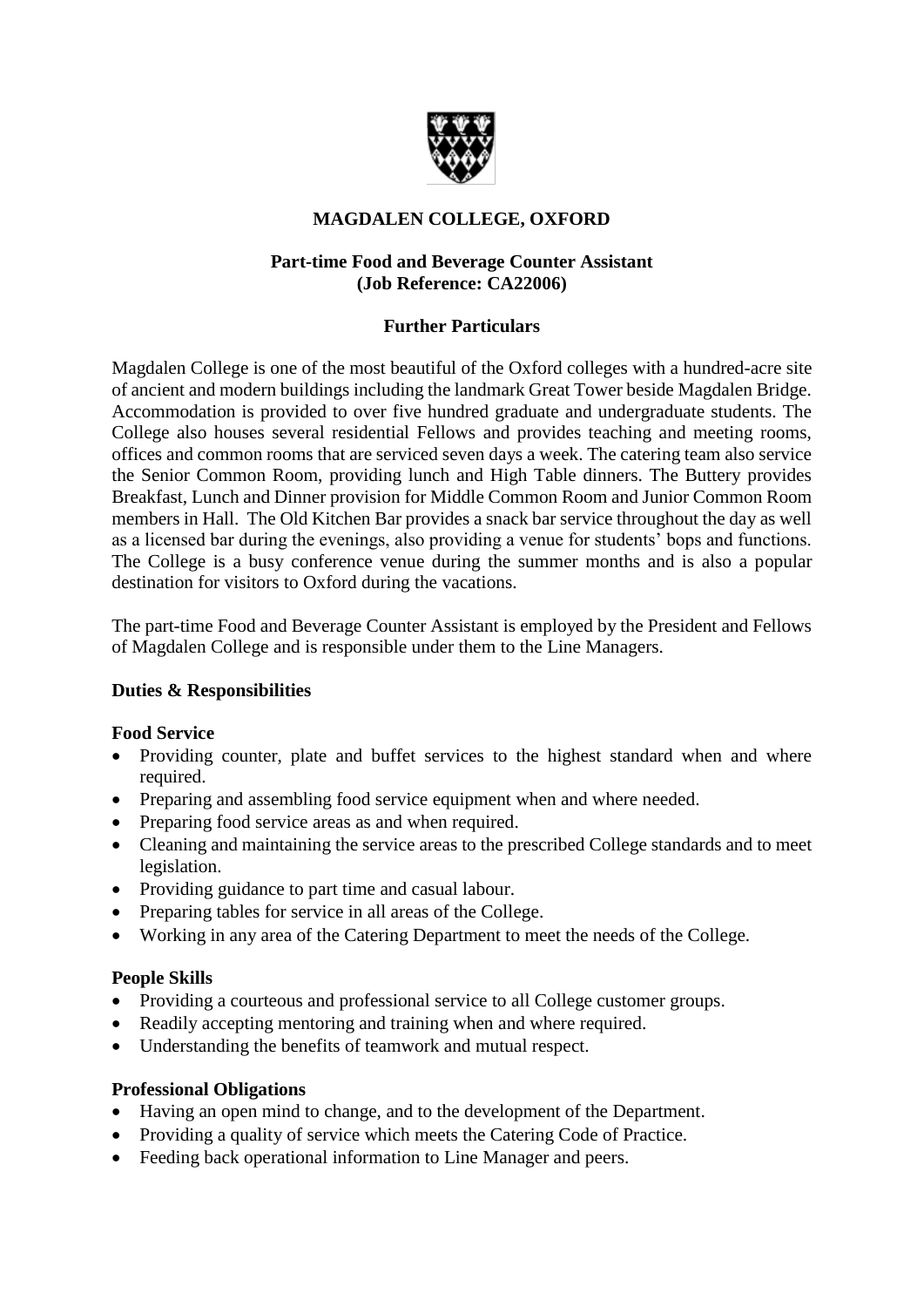# MAGDALEN COLLEGE, OXFORD

## Part-time Food and Beverage Counter Assistant (Job Reference: CA22006)

## Further Particulars

Magdalen College is one of the most beautiful of the Oxford colleges with a hundred-acre site of ancient and modern buildings including the landmark Great Tower beside Magdalen Bridge. Accommodation is provided to over five hundred graduate and undergraduate students. The College also houses several residential Fellows and provides teaching and meeting rooms, offices and common rooms that are serviced seven days a week. The catering team also service the Senior Common Room, providing lunch and High Table dinners. The Buttery provides Breakfast, Lunch and Dinner provision for Middle Common Room and Junior Common Room members in Hall. The Old Kitchen Bar provides a snack bar service throughout the day as well as a licensed bar during the evenings, also providing a venue for students' bops and functions. The College is a busy conference venue during the summer months and is also a popular destination for visitors to Oxford during the vacations.

The part-time Food and Beverage Counter Assistant is employed by the President and Fellows of Magdalen College and is responsible under them to the Line Managers.

### Duties & Responsibilities

**Food Service**

- Providing counter, plate and buffet services to the highest standard when and where required.
- Preparing and assembling food service equipment when and where needed.
- Preparing food service areas as and when required.
- Cleaning and maintaining the service areas to the prescribed College standards and to meet legislation.
- Providing guidance to part time and casual labour.
- Preparing tables for service in all areas of the College.
- Working in any area of the Catering Department to meet the needs of the College.

**People Skills**

- Providing a courteous and professional service to all College customer groups.
- Readily accepting mentoring and training when and where required.
- Understanding the benefits of teamwork and mutual respect.

**Professional Obligations**

- Having an open mind to change, and to the development of the Department.
- Providing a quality of service which meets the Catering Code of Practice.
- Feeding back operational information to Line Manager and peers.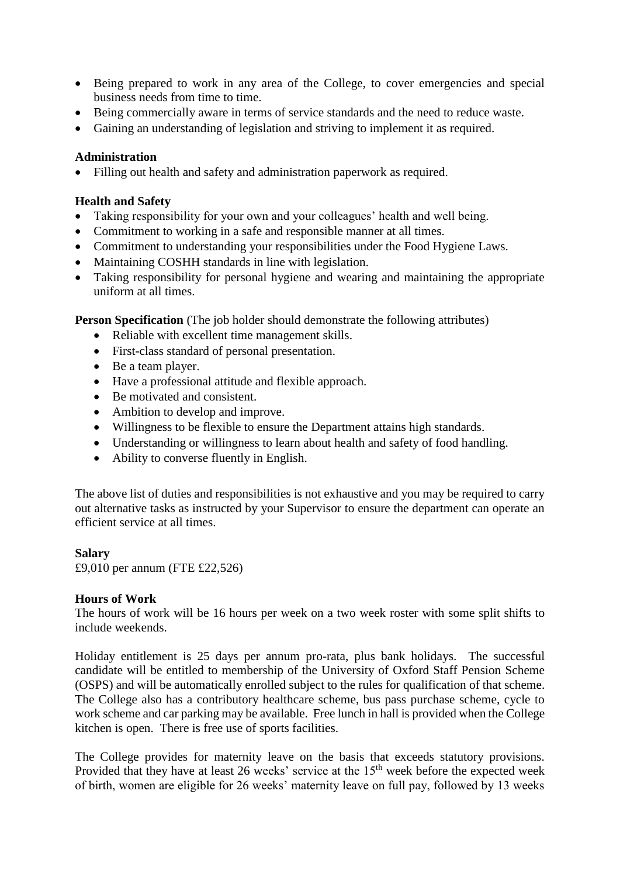- Being prepared to work in any area of the College, to cover emergencies and special business needs from time to time.
- Being commercially aware in terms of service standards and the need to reduce waste.
- Gaining an understanding of legislation and striving to implement it as required.

**Administration**

- Filling out health and safety and administration paperwork as required.

**Health and Safety**

- Taking responsibility for your own and your colleagues' health and well being.
- Commitment to working in a safe and responsible manner at all times.
- Commitment to understanding your responsibilities under the Food Hygiene Laws.
- Maintaining COSHH standards in line with legislation.
- Taking responsibility for personal hygiene and wearing and maintaining the appropriate uniform at all times.

**Person Specification** (The job holder should demonstrate the following attributes)

- Reliable with excellent time management skills.
- First-class standard of personal presentation.
- Be a team player.
- Have a professional attitude and flexible approach.
- Be motivated and consistent.
- Ambition to develop and improve.
- Willingness to be flexible to ensure the Department attains high standards.
- Understanding or willingness to learn about health and safety of food handling.
- Ability to converse fluently in English.

The above list of duties and responsibilities is not exhaustive and you may be required to carry out alternative tasks as instructed by your Supervisor to ensure the department can operate an efficient service at all times.

**Salary**

£9,010 per annum (FTE £22,526)

**Hours of Work**

The hours of work will be 16 hours per week on a two week roster with some split shifts to include weekends.

Holiday entitlement is 25 days per annum pro-rata, plus bank holidays. The successful candidate will be entitled to membership of the University of Oxford Staff Pension Scheme (OSPS) and will be automatically enrolled subject to the rules for qualification of that scheme. The College also has a contributory healthcare scheme, bus pass purchase scheme, cycle to work scheme and car parking may be available. Free lunch in hall is provided when the College kitchen is open. There is free use of sports facilities.

The College provides for maternity leave on the basis that exceeds statutory provisions. Provided that they have at least 26 weeks' service at the 15th week before the expected week of birth, women are eligible for 26 weeks' maternity leave on full pay, followed by 13 weeks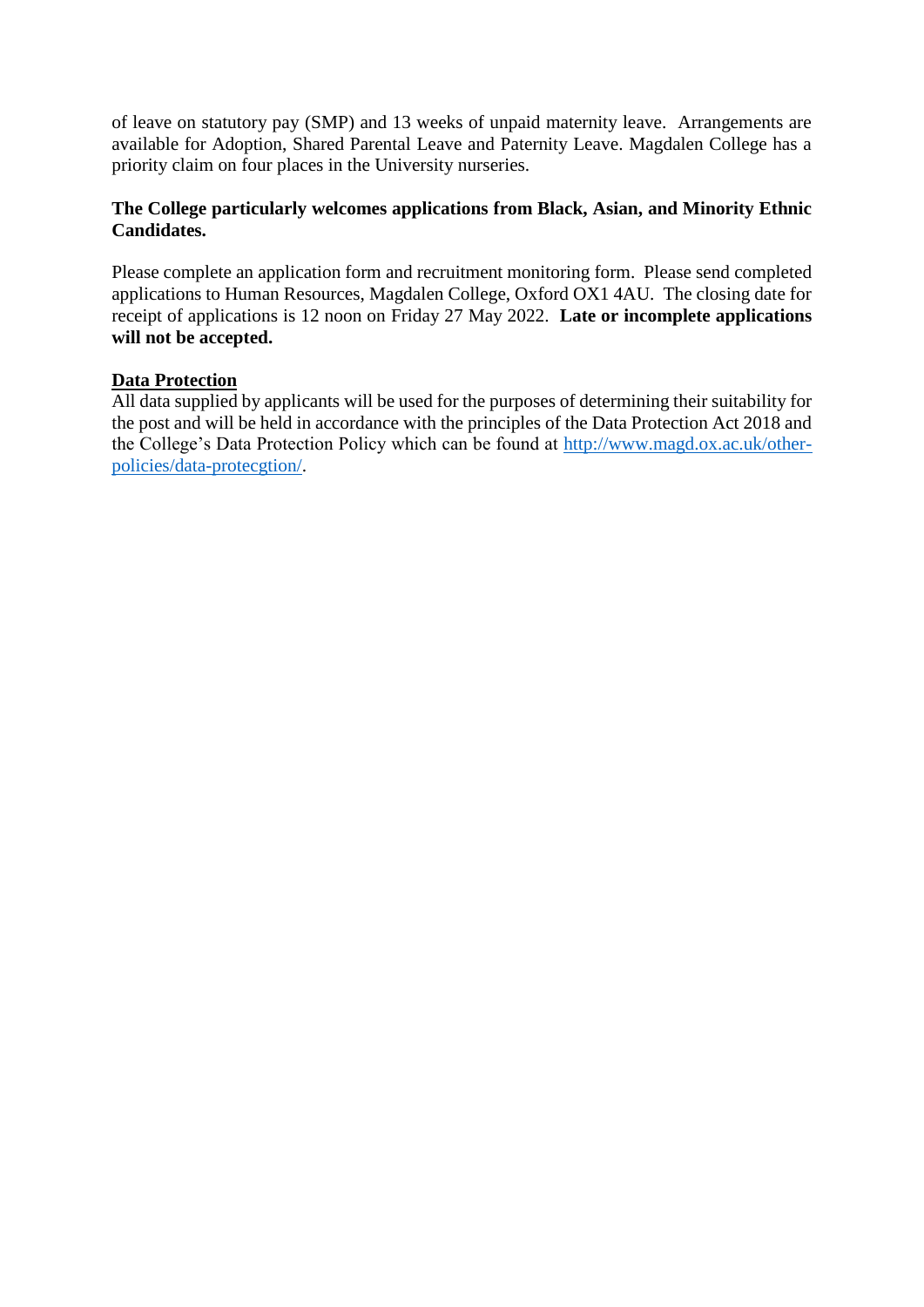of leave on statutory pay (SMP) and 13 weeks of unpaid maternity leave. Arrangements are available for Adoption, Shared Parental Leave and Paternity Leave. Magdalen College has a priority claim on four places in the University nurseries.

**The College particularly welcomes applications from Black, Asian, and Minority Ethnic Candidates.**

Please complete an application form and recruitment monitoring form. Please send completed applications to Human Resources, Magdalen College, Oxford OX1 4AU. The closing date for receipt of applications is 12 noon on Friday 27 May 2022. **Late or incomplete applications will not be accepted.**

**Data Protection**

All data supplied by applicants will be used for the purposes of determining their suitability for the post and will be held in accordance with the principles of the Data Protection Act 2018 and the College's Data Protection Policy which can be found at http://www.magd.ox.ac.uk/other-policies/data-protecgtion/.